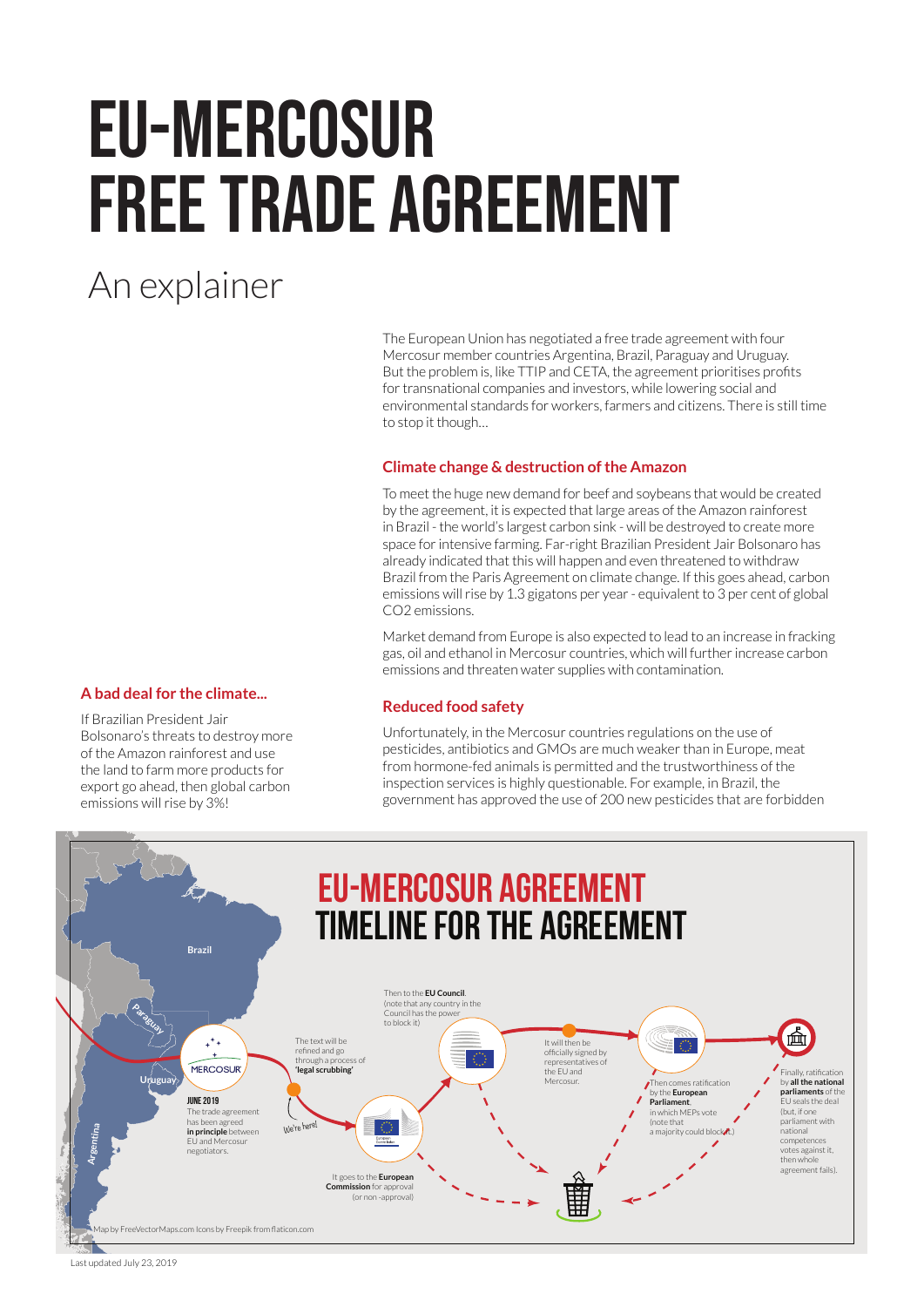# EU-MERCOSUR FREE TRADE AGREEMENT

## An explainer

The European Union has negotiated a free trade agreement with four Mercosur member countries Argentina, Brazil, Paraguay and Uruguay. But the problem is, like TTIP and CETA, the agreement prioritises profits for transnational companies and investors, while lowering social and environmental standards for workers, farmers and citizens. There is still time to stop it though...

### Climate change & destruction of the Amazon

To meet the huge new demand for beef and soybeans that would be created by the agreement, it is expected that large areas of the Amazon rainforest in Brazil - the world's largest carbon sink - will be destroyed to create more space for intensive farming. Far-right Brazilian President Jair Bolsonaro has already indicated that this will happen and even threatened to withdraw Brazil from the Paris Agreement on climate change. If this goes ahead, carbon emissions will rise by 1.3 gigatons per year - equivalent to 3 per cent of global CO2 emissions.

Market demand from Europe is also expected to lead to an increase in fracking gas, oil and ethanol in Mercosur countries, which will further increase carbon emissions and threaten water supplies with contamination.

### A bad deal for the climate...

If Brazilian President Jair Bolsonaro's threats to destroy more of the Amazon rainforest and use the land to farm more products for export go ahead, then global carbon emissions will rise by 3%!

### Reduced food safety

Unfortunately, in the Mercosur countries regulations on the use of pesticides, antibiotics and GMOs are much weaker than in Europe, meat from hormone-fed animals is permitted and the trustworthiness of the inspection services is highly questionable. For example, in Brazil, the government has approved the use of 200 new pesticides that are forbidden

## EU-MERCOSUR AGREEMENT TIMELINE FOR THE AGREEMENT

Brazil, Paraguay, Uruguay, Argentina

MERCOSUR

**JUNE 2019**
The trade agreement has been agreed **in principle** between EU and Mercosur negotiators.

The text will be refined and go through a process of **'legal scrubbing'**

We're here!

It goes to the **European Commission** for approval (or non-approval)

Then to the **EU Council**. (note that any country in the Council has the power to block it)

It will then be officially signed by representatives of the EU and Mercosur.

Then comes ratification by the **European Parliament**, in which MEPs vote (note that a majority could block it.)

Finally, ratification by **all the national parliaments** of the EU seals the deal (but, if one parliament with national competences votes against it, then whole agreement fails).

Map by FreeVectorMaps.com Icons by Freepik from flaticon.com

Last updated July 23, 2019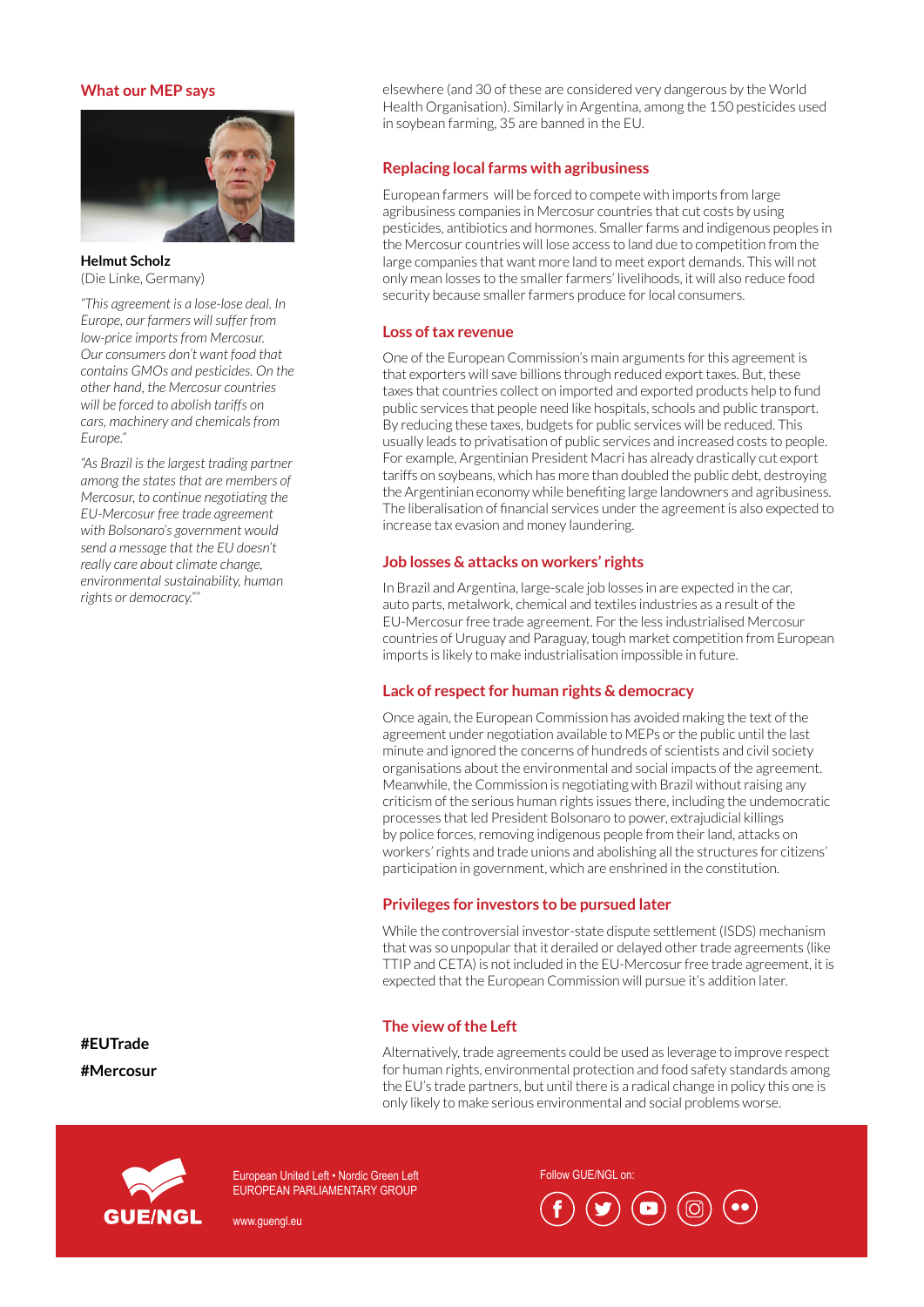## What our MEP says

**Helmut Scholz**
(Die Linke, Germany)

*"This agreement is a lose-lose deal. In Europe, our farmers will suffer from low-price imports from Mercosur. Our consumers don't want food that contains GMOs and pesticides. On the other hand, the Mercosur countries will be forced to abolish tariffs on cars, machinery and chemicals from Europe."*

*"As Brazil is the largest trading partner among the states that are members of Mercosur, to continue negotiating the EU-Mercosur free trade agreement with Bolsonaro's government would send a message that the EU doesn't really care about climate change, environmental sustainability, human rights or democracy.""*

**#EUTrade**

**#Mercosur**

elsewhere (and 30 of these are considered very dangerous by the World Health Organisation). Similarly in Argentina, among the 150 pesticides used in soybean farming, 35 are banned in the EU.

## Replacing local farms with agribusiness

European farmers will be forced to compete with imports from large agribusiness companies in Mercosur countries that cut costs by using pesticides, antibiotics and hormones. Smaller farms and indigenous peoples in the Mercosur countries will lose access to land due to competition from the large companies that want more land to meet export demands. This will not only mean losses to the smaller farmers' livelihoods, it will also reduce food security because smaller farmers produce for local consumers.

## Loss of tax revenue

One of the European Commission's main arguments for this agreement is that exporters will save billions through reduced export taxes. But, these taxes that countries collect on imported and exported products help to fund public services that people need like hospitals, schools and public transport. By reducing these taxes, budgets for public services will be reduced. This usually leads to privatisation of public services and increased costs to people. For example, Argentinian President Macri has already drastically cut export tariffs on soybeans, which has more than doubled the public debt, destroying the Argentinian economy while benefiting large landowners and agribusiness. The liberalisation of financial services under the agreement is also expected to increase tax evasion and money laundering.

## Job losses & attacks on workers' rights

In Brazil and Argentina, large-scale job losses in are expected in the car, auto parts, metalwork, chemical and textiles industries as a result of the EU-Mercosur free trade agreement. For the less industrialised Mercosur countries of Uruguay and Paraguay, tough market competition from European imports is likely to make industrialisation impossible in future.

## Lack of respect for human rights & democracy

Once again, the European Commission has avoided making the text of the agreement under negotiation available to MEPs or the public until the last minute and ignored the concerns of hundreds of scientists and civil society organisations about the environmental and social impacts of the agreement. Meanwhile, the Commission is negotiating with Brazil without raising any criticism of the serious human rights issues there, including the undemocratic processes that led President Bolsonaro to power, extrajudicial killings by police forces, removing indigenous people from their land, attacks on workers' rights and trade unions and abolishing all the structures for citizens' participation in government, which are enshrined in the constitution.

## Privileges for investors to be pursued later

While the controversial investor-state dispute settlement (ISDS) mechanism that was so unpopular that it derailed or delayed other trade agreements (like TTIP and CETA) is not included in the EU-Mercosur free trade agreement, it is expected that the European Commission will pursue it's addition later.

## The view of the Left

Alternatively, trade agreements could be used as leverage to improve respect for human rights, environmental protection and food safety standards among the EU's trade partners, but until there is a radical change in policy this one is only likely to make serious environmental and social problems worse.

GUE/NGL

European United Left • Nordic Green Left
EUROPEAN PARLIAMENTARY GROUP

www.guengl.eu

Follow GUE/NGL on: